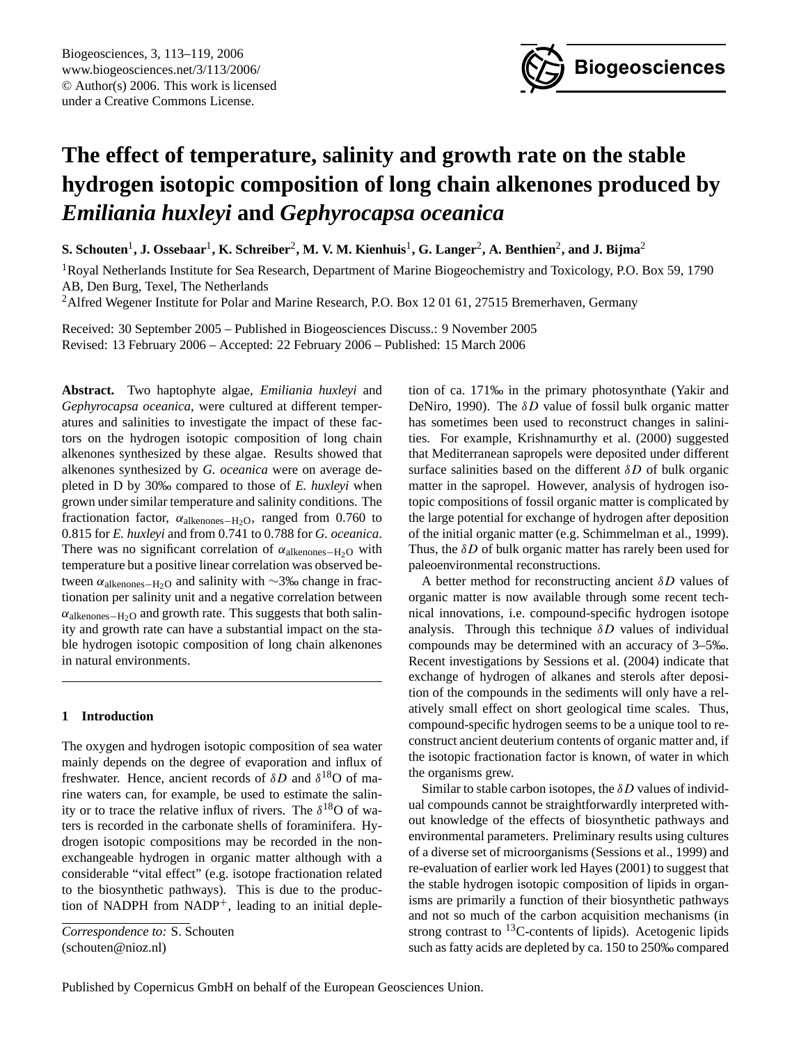# The effect of temperature, salinity and growth rate on the stable hydrogen isotopic composition of long chain alkenones produced by *Emiliania huxleyi* and *Gephyrocapsa oceanica*

**S. Schouten[1], J. Ossebaar[1], K. Schreiber[2], M. V. M. Kienhuis[1], G. Langer[2], A. Benthien[2], and J. Bijma[2]**

[1]Royal Netherlands Institute for Sea Research, Department of Marine Biogeochemistry and Toxicology, P.O. Box 59, 1790 AB, Den Burg, Texel, The Netherlands

[2]Alfred Wegener Institute for Polar and Marine Research, P.O. Box 12 01 61, 27515 Bremerhaven, Germany

Received: 30 September 2005 – Published in Biogeosciences Discuss.: 9 November 2005
Revised: 13 February 2006 – Accepted: 22 February 2006 – Published: 15 March 2006

**Abstract.** Two haptophyte algae, *Emiliania huxleyi* and *Gephyrocapsa oceanica*, were cultured at different temperatures and salinities to investigate the impact of these factors on the hydrogen isotopic composition of long chain alkenones synthesized by these algae. Results showed that alkenones synthesized by *G. oceanica* were on average depleted in D by 30‰ compared to those of *E. huxleyi* when grown under similar temperature and salinity conditions. The fractionation factor, $\alpha_{\text{alkenones}-\text{H}_2\text{O}}$, ranged from 0.760 to 0.815 for *E. huxleyi* and from 0.741 to 0.788 for *G. oceanica*. There was no significant correlation of $\alpha_{\text{alkenones}-\text{H}_2\text{O}}$ with temperature but a positive linear correlation was observed between $\alpha_{\text{alkenones}-\text{H}_2\text{O}}$ and salinity with ∼3‰ change in fractionation per salinity unit and a negative correlation between $\alpha_{\text{alkenones}-\text{H}_2\text{O}}$ and growth rate. This suggests that both salinity and growth rate can have a substantial impact on the stable hydrogen isotopic composition of long chain alkenones in natural environments.

## 1 Introduction

The oxygen and hydrogen isotopic composition of sea water mainly depends on the degree of evaporation and influx of freshwater. Hence, ancient records of $\delta D$ and $\delta^{18}$O of marine waters can, for example, be used to estimate the salinity or to trace the relative influx of rivers. The $\delta^{18}$O of waters is recorded in the carbonate shells of foraminifera. Hydrogen isotopic compositions may be recorded in the non-exchangeable hydrogen in organic matter although with a considerable "vital effect" (e.g. isotope fractionation related to the biosynthetic pathways). This is due to the production of NADPH from NADP$^+$, leading to an initial depletion of ca. 171‰ in the primary photosynthate (Yakir and DeNiro, 1990). The $\delta D$ value of fossil bulk organic matter has sometimes been used to reconstruct changes in salinities. For example, Krishnamurthy et al. (2000) suggested that Mediterranean sapropels were deposited under different surface salinities based on the different $\delta D$ of bulk organic matter in the sapropel. However, analysis of hydrogen isotopic compositions of fossil organic matter is complicated by the large potential for exchange of hydrogen after deposition of the initial organic matter (e.g. Schimmelman et al., 1999). Thus, the $\delta D$ of bulk organic matter has rarely been used for paleoenvironmental reconstructions.

A better method for reconstructing ancient $\delta D$ values of organic matter is now available through some recent technical innovations, i.e. compound-specific hydrogen isotope analysis. Through this technique $\delta D$ values of individual compounds may be determined with an accuracy of 3–5‰. Recent investigations by Sessions et al. (2004) indicate that exchange of hydrogen of alkanes and sterols after deposition of the compounds in the sediments will only have a relatively small effect on short geological time scales. Thus, compound-specific hydrogen seems to be a unique tool to reconstruct ancient deuterium contents of organic matter and, if the isotopic fractionation factor is known, of water in which the organisms grew.

Similar to stable carbon isotopes, the $\delta D$ values of individual compounds cannot be straightforwardly interpreted without knowledge of the effects of biosynthetic pathways and environmental parameters. Preliminary results using cultures of a diverse set of microorganisms (Sessions et al., 1999) and re-evaluation of earlier work led Hayes (2001) to suggest that the stable hydrogen isotopic composition of lipids in organisms are primarily a function of their biosynthetic pathways and not so much of the carbon acquisition mechanisms (in strong contrast to $^{13}$C-contents of lipids). Acetogenic lipids such as fatty acids are depleted by ca. 150 to 250‰ compared

*Correspondence to:* S. Schouten
(schouten@nioz.nl)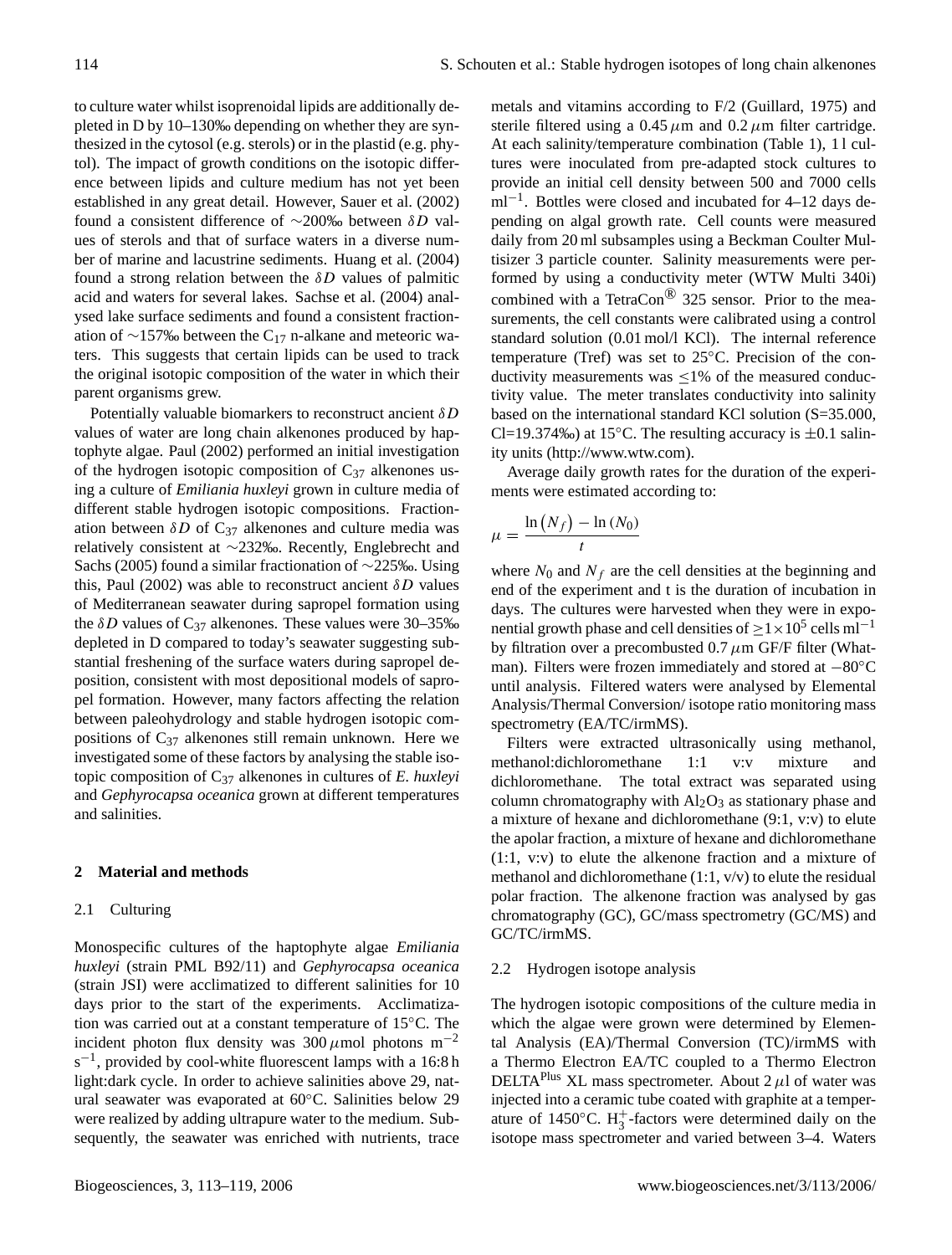to culture water whilst isoprenoidal lipids are additionally depleted in D by 10–130‰ depending on whether they are synthesized in the cytosol (e.g. sterols) or in the plastid (e.g. phytol). The impact of growth conditions on the isotopic difference between lipids and culture medium has not yet been established in any great detail. However, Sauer et al. (2002) found a consistent difference of ∼200‰ between $\delta D$ values of sterols and that of surface waters in a diverse number of marine and lacustrine sediments. Huang et al. (2004) found a strong relation between the $\delta D$ values of palmitic acid and waters for several lakes. Sachse et al. (2004) analysed lake surface sediments and found a consistent fractionation of ∼157‰ between the $C_{17}$ n-alkane and meteoric waters. This suggests that certain lipids can be used to track the original isotopic composition of the water in which their parent organisms grew.

Potentially valuable biomarkers to reconstruct ancient $\delta D$ values of water are long chain alkenones produced by haptophyte algae. Paul (2002) performed an initial investigation of the hydrogen isotopic composition of $C_{37}$ alkenones using a culture of *Emiliania huxleyi* grown in culture media of different stable hydrogen isotopic compositions. Fractionation between $\delta D$ of $C_{37}$ alkenones and culture media was relatively consistent at ∼232‰. Recently, Englebrecht and Sachs (2005) found a similar fractionation of ∼225‰. Using this, Paul (2002) was able to reconstruct ancient $\delta D$ values of Mediterranean seawater during sapropel formation using the $\delta D$ values of $C_{37}$ alkenones. These values were 30–35‰ depleted in D compared to today's seawater suggesting substantial freshening of the surface waters during sapropel deposition, consistent with most depositional models of sapropel formation. However, many factors affecting the relation between paleohydrology and stable hydrogen isotopic compositions of $C_{37}$ alkenones still remain unknown. Here we investigated some of these factors by analysing the stable isotopic composition of $C_{37}$ alkenones in cultures of *E. huxleyi* and *Gephyrocapsa oceanica* grown at different temperatures and salinities.

## 2 Material and methods

### 2.1 Culturing

Monospecific cultures of the haptophyte algae *Emiliania huxleyi* (strain PML B92/11) and *Gephyrocapsa oceanica* (strain JSI) were acclimatized to different salinities for 10 days prior to the start of the experiments. Acclimatization was carried out at a constant temperature of 15°C. The incident photon flux density was 300 $\mu$mol photons $m^{-2}$ $s^{-1}$, provided by cool-white fluorescent lamps with a 16:8 h light:dark cycle. In order to achieve salinities above 29, natural seawater was evaporated at 60°C. Salinities below 29 were realized by adding ultrapure water to the medium. Subsequently, the seawater was enriched with nutrients, trace metals and vitamins according to F/2 (Guillard, 1975) and sterile filtered using a 0.45 $\mu$m and 0.2 $\mu$m filter cartridge. At each salinity/temperature combination (Table 1), 1 l cultures were inoculated from pre-adapted stock cultures to provide an initial cell density between 500 and 7000 cells $ml^{-1}$. Bottles were closed and incubated for 4–12 days depending on algal growth rate. Cell counts were measured daily from 20 ml subsamples using a Beckman Coulter Multisizer 3 particle counter. Salinity measurements were performed by using a conductivity meter (WTW Multi 340i) combined with a TetraCon® 325 sensor. Prior to the measurements, the cell constants were calibrated using a control standard solution (0.01 mol/l KCl). The internal reference temperature (Tref) was set to 25°C. Precision of the conductivity measurements was ≤1% of the measured conductivity value. The meter translates conductivity into salinity based on the international standard KCl solution (S=35.000, Cl=19.374‰) at 15°C. The resulting accuracy is ±0.1 salinity units (http://www.wtw.com).

Average daily growth rates for the duration of the experiments were estimated according to:

$$\mu = \frac{\ln(N_f) - \ln(N_0)}{t}$$

where $N_0$ and $N_f$ are the cell densities at the beginning and end of the experiment and t is the duration of incubation in days. The cultures were harvested when they were in exponential growth phase and cell densities of $\geq 1 \times 10^5$ cells $ml^{-1}$ by filtration over a precombusted 0.7 $\mu$m GF/F filter (Whatman). Filters were frozen immediately and stored at −80°C until analysis. Filtered waters were analysed by Elemental Analysis/Thermal Conversion/ isotope ratio monitoring mass spectrometry (EA/TC/irmMS).

Filters were extracted ultrasonically using methanol, methanol:dichloromethane 1:1 v:v mixture and dichloromethane. The total extract was separated using column chromatography with $Al_2O_3$ as stationary phase and a mixture of hexane and dichloromethane (9:1, v:v) to elute the apolar fraction, a mixture of hexane and dichloromethane (1:1, v:v) to elute the alkenone fraction and a mixture of methanol and dichloromethane (1:1, v/v) to elute the residual polar fraction. The alkenone fraction was analysed by gas chromatography (GC), GC/mass spectrometry (GC/MS) and GC/TC/irmMS.

### 2.2 Hydrogen isotope analysis

The hydrogen isotopic compositions of the culture media in which the algae were grown were determined by Elemental Analysis (EA)/Thermal Conversion (TC)/irmMS with a Thermo Electron EA/TC coupled to a Thermo Electron DELTA$^{Plus}$ XL mass spectrometer. About 2 $\mu$l of water was injected into a ceramic tube coated with graphite at a temperature of 1450°C. $H_3^+$-factors were determined daily on the isotope mass spectrometer and varied between 3–4. Waters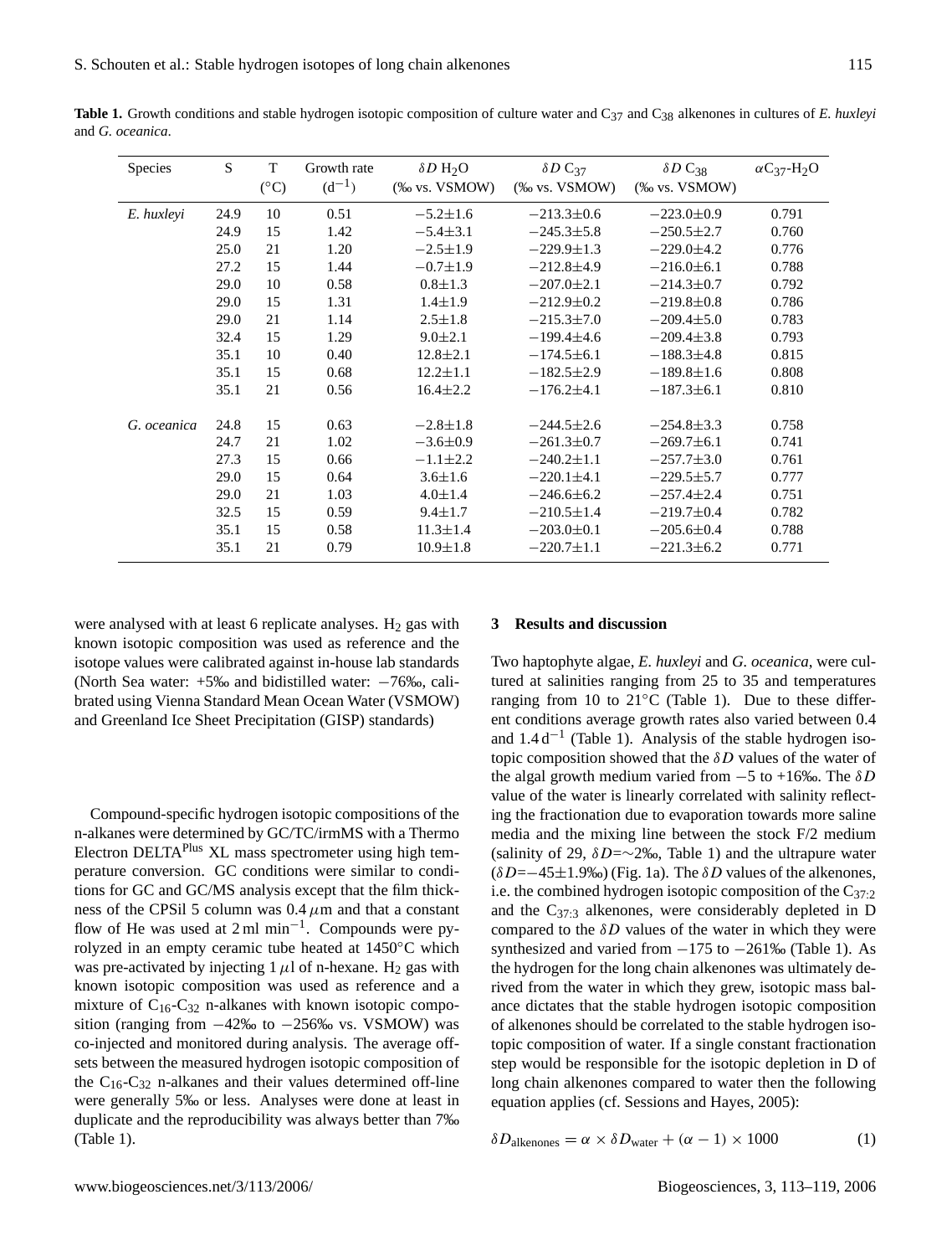**Table 1.** Growth conditions and stable hydrogen isotopic composition of culture water and $C_{37}$ and $C_{38}$ alkenones in cultures of *E. huxleyi* and *G. oceanica*.

| Species | S | T (°C) | Growth rate ($d^{-1}$) | $\delta D$ $H_2O$ (‰ vs. VSMOW) | $\delta D$ $C_{37}$ (‰ vs. VSMOW) | $\delta D$ $C_{38}$ (‰ vs. VSMOW) | $\alpha C_{37}$-$H_2O$ |
|---|---|---|---|---|---|---|---|
| *E. huxleyi* | 24.9 | 10 | 0.51 | −5.2±1.6 | −213.3±0.6 | −223.0±0.9 | 0.791 |
| | 24.9 | 15 | 1.42 | −5.4±3.1 | −245.3±5.8 | −250.5±2.7 | 0.760 |
| | 25.0 | 21 | 1.20 | −2.5±1.9 | −229.9±1.3 | −229.0±4.2 | 0.776 |
| | 27.2 | 15 | 1.44 | −0.7±1.9 | −212.8±4.9 | −216.0±6.1 | 0.788 |
| | 29.0 | 10 | 0.58 | 0.8±1.3 | −207.0±2.1 | −214.3±0.7 | 0.792 |
| | 29.0 | 15 | 1.31 | 1.4±1.9 | −212.9±0.2 | −219.8±0.8 | 0.786 |
| | 29.0 | 21 | 1.14 | 2.5±1.8 | −215.3±7.0 | −209.4±5.0 | 0.783 |
| | 32.4 | 15 | 1.29 | 9.0±2.1 | −199.4±4.6 | −209.4±3.8 | 0.793 |
| | 35.1 | 10 | 0.40 | 12.8±2.1 | −174.5±6.1 | −188.3±4.8 | 0.815 |
| | 35.1 | 15 | 0.68 | 12.2±1.1 | −182.5±2.9 | −189.8±1.6 | 0.808 |
| | 35.1 | 21 | 0.56 | 16.4±2.2 | −176.2±4.1 | −187.3±6.1 | 0.810 |
| *G. oceanica* | 24.8 | 15 | 0.63 | −2.8±1.8 | −244.5±2.6 | −254.8±3.3 | 0.758 |
| | 24.7 | 21 | 1.02 | −3.6±0.9 | −261.3±0.7 | −269.7±6.1 | 0.741 |
| | 27.3 | 15 | 0.66 | −1.1±2.2 | −240.2±1.1 | −257.7±3.0 | 0.761 |
| | 29.0 | 15 | 0.64 | 3.6±1.6 | −220.1±4.1 | −229.5±5.7 | 0.777 |
| | 29.0 | 21 | 1.03 | 4.0±1.4 | −246.6±6.2 | −257.4±2.4 | 0.751 |
| | 32.5 | 15 | 0.59 | 9.4±1.7 | −210.5±1.4 | −219.7±0.4 | 0.782 |
| | 35.1 | 15 | 0.58 | 11.3±1.4 | −203.0±0.1 | −205.6±0.4 | 0.788 |
| | 35.1 | 21 | 0.79 | 10.9±1.8 | −220.7±1.1 | −221.3±6.2 | 0.771 |

were analysed with at least 6 replicate analyses. $H_2$ gas with known isotopic composition was used as reference and the isotope values were calibrated against in-house lab standards (North Sea water: +5‰ and bidistilled water: −76‰, calibrated using Vienna Standard Mean Ocean Water (VSMOW) and Greenland Ice Sheet Precipitation (GISP) standards)

Compound-specific hydrogen isotopic compositions of the n-alkanes were determined by GC/TC/irmMS with a Thermo Electron DELTA$^{Plus}$ XL mass spectrometer using high temperature conversion. GC conditions were similar to conditions for GC and GC/MS analysis except that the film thickness of the CPSil 5 column was 0.4 $\mu$m and that a constant flow of He was used at 2 ml $min^{-1}$. Compounds were pyrolyzed in an empty ceramic tube heated at 1450°C which was pre-activated by injecting 1 $\mu$l of n-hexane. $H_2$ gas with known isotopic composition was used as reference and a mixture of $C_{16}$-$C_{32}$ n-alkanes with known isotopic composition (ranging from −42‰ to −256‰ vs. VSMOW) was co-injected and monitored during analysis. The average offsets between the measured hydrogen isotopic composition of the $C_{16}$-$C_{32}$ n-alkanes and their values determined off-line were generally 5‰ or less. Analyses were done at least in duplicate and the reproducibility was always better than 7‰ (Table 1).

## 3 Results and discussion

Two haptophyte algae, *E. huxleyi* and *G. oceanica*, were cultured at salinities ranging from 25 to 35 and temperatures ranging from 10 to 21°C (Table 1). Due to these different conditions average growth rates also varied between 0.4 and 1.4 $d^{-1}$ (Table 1). Analysis of the stable hydrogen isotopic composition showed that the $\delta D$ values of the water of the algal growth medium varied from −5 to +16‰. The $\delta D$ value of the water is linearly correlated with salinity reflecting the fractionation due to evaporation towards more saline media and the mixing line between the stock F/2 medium (salinity of 29, $\delta D$=∼2‰, Table 1) and the ultrapure water ($\delta D$=−45±1.9‰) (Fig. 1a). The $\delta D$ values of the alkenones, i.e. the combined hydrogen isotopic composition of the $C_{37:2}$ and the $C_{37:3}$ alkenones, were considerably depleted in D compared to the $\delta D$ values of the water in which they were synthesized and varied from −175 to −261‰ (Table 1). As the hydrogen for the long chain alkenones was ultimately derived from the water in which they grew, isotopic mass balance dictates that the stable hydrogen isotopic composition of alkenones should be correlated to the stable hydrogen isotopic composition of water. If a single constant fractionation step would be responsible for the isotopic depletion in D of long chain alkenones compared to water then the following equation applies (cf. Sessions and Hayes, 2005):

$$\delta D_{\text{alkenones}} = \alpha \times \delta D_{\text{water}} + (\alpha - 1) \times 1000 \quad (1)$$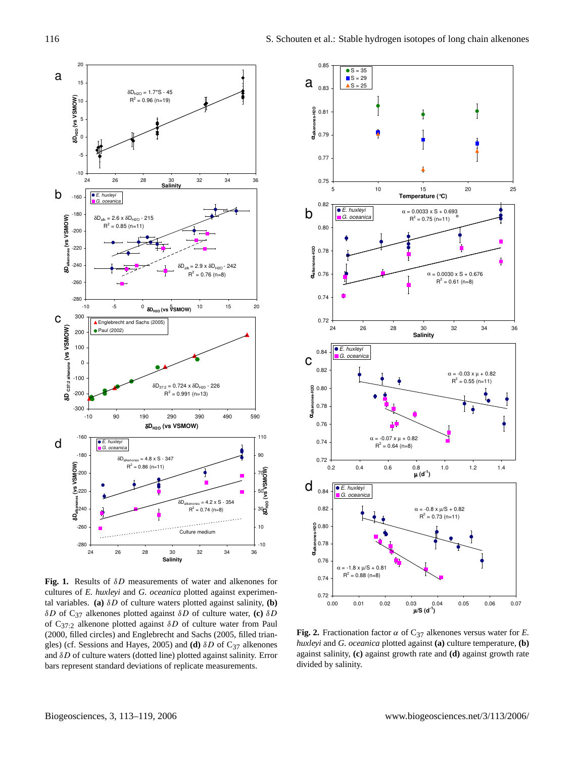**Fig. 1.** Results of $\delta D$ measurements of water and alkenones for cultures of *E. huxleyi* and *G. oceanica* plotted against experimental variables. **(a)** $\delta D$ of culture waters plotted against salinity, **(b)** $\delta D$ of $C_{37}$ alkenones plotted against $\delta D$ of culture water, **(c)** $\delta D$ of $C_{37:2}$ alkenone plotted against $\delta D$ of culture water from Paul (2000, filled circles) and Englebrecht and Sachs (2005, filled triangles) (cf. Sessions and Hayes, 2005) and **(d)** $\delta D$ of $C_{37}$ alkenones and $\delta D$ of culture waters (dotted line) plotted against salinity. Error bars represent standard deviations of replicate measurements.

**Fig. 2.** Fractionation factor $\alpha$ of $C_{37}$ alkenones versus water for *E. huxleyi* and *G. oceanica* plotted against **(a)** culture temperature, **(b)** against salinity, **(c)** against growth rate and **(d)** against growth rate divided by salinity.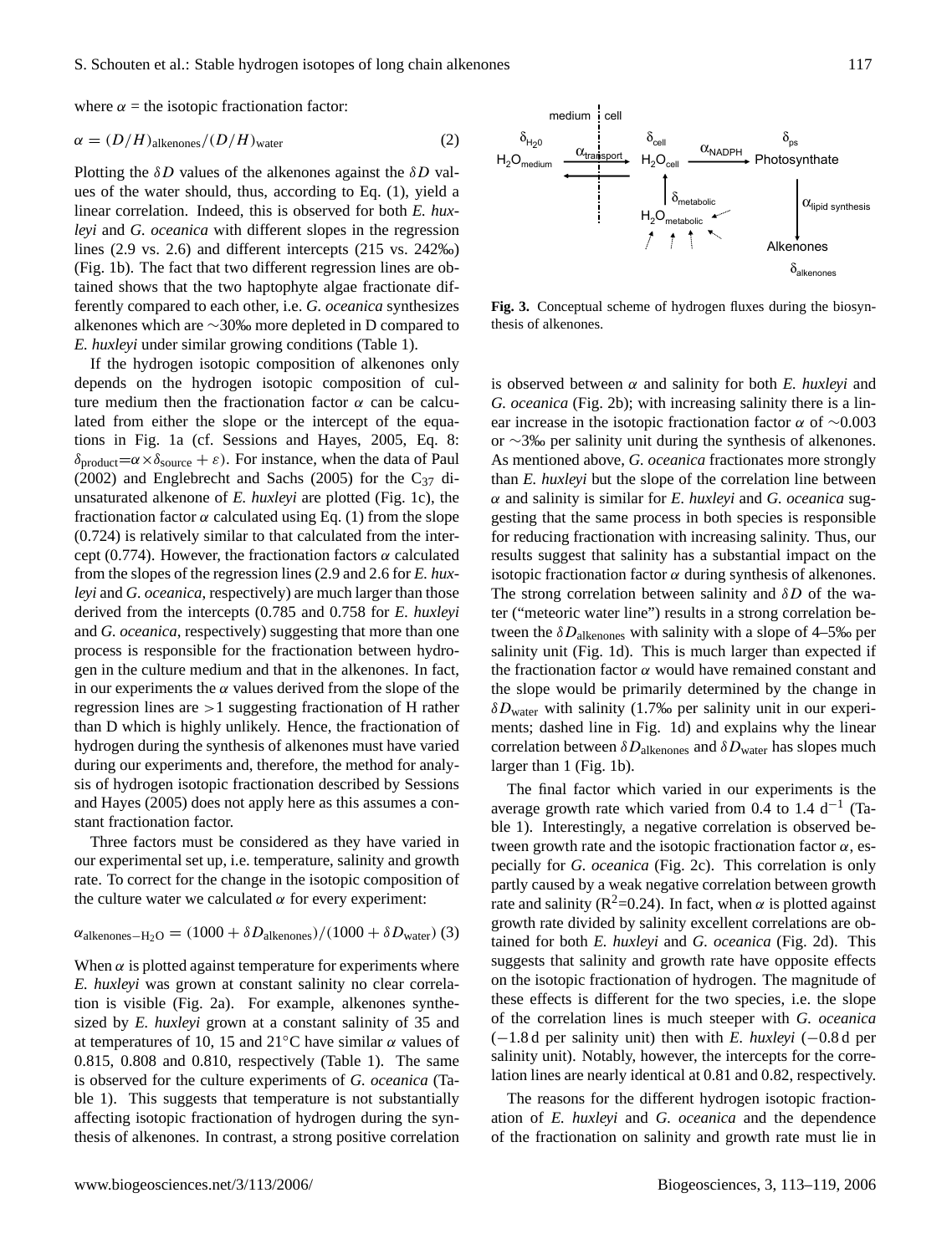where $\alpha$ = the isotopic fractionation factor:

$$\alpha = (D/H)_{\text{alkenones}}/(D/H)_{\text{water}} \tag{2}$$

Plotting the $\delta D$ values of the alkenones against the $\delta D$ values of the water should, thus, according to Eq. (1), yield a linear correlation. Indeed, this is observed for both *E. huxleyi* and *G. oceanica* with different slopes in the regression lines (2.9 vs. 2.6) and different intercepts (215 vs. 242‰) (Fig. 1b). The fact that two different regression lines are obtained shows that the two haptophyte algae fractionate differently compared to each other, i.e. *G. oceanica* synthesizes alkenones which are ~30‰ more depleted in D compared to *E. huxleyi* under similar growing conditions (Table 1).

If the hydrogen isotopic composition of alkenones only depends on the hydrogen isotopic composition of culture medium then the fractionation factor $\alpha$ can be calculated from either the slope or the intercept of the equations in Fig. 1a (cf. Sessions and Hayes, 2005, Eq. 8: $\delta_{\text{product}}=\alpha\times\delta_{\text{source}}+\varepsilon$). For instance, when the data of Paul (2002) and Englebrecht and Sachs (2005) for the $C_{37}$ di-unsaturated alkenone of *E. huxleyi* are plotted (Fig. 1c), the fractionation factor $\alpha$ calculated using Eq. (1) from the slope (0.724) is relatively similar to that calculated from the intercept (0.774). However, the fractionation factors $\alpha$ calculated from the slopes of the regression lines (2.9 and 2.6 for *E. huxleyi* and *G. oceanica*, respectively) are much larger than those derived from the intercepts (0.785 and 0.758 for *E. huxleyi* and *G. oceanica*, respectively) suggesting that more than one process is responsible for the fractionation between hydrogen in the culture medium and that in the alkenones. In fact, in our experiments the $\alpha$ values derived from the slope of the regression lines are $>1$ suggesting fractionation of H rather than D which is highly unlikely. Hence, the fractionation of hydrogen during the synthesis of alkenones must have varied during our experiments and, therefore, the method for analysis of hydrogen isotopic fractionation described by Sessions and Hayes (2005) does not apply here as this assumes a constant fractionation factor.

Three factors must be considered as they have varied in our experimental set up, i.e. temperature, salinity and growth rate. To correct for the change in the isotopic composition of the culture water we calculated $\alpha$ for every experiment:

$$\alpha_{\text{alkenones}-H_2O} = (1000+\delta D_{\text{alkenones}})/(1000+\delta D_{\text{water}}) \tag{3}$$

When $\alpha$ is plotted against temperature for experiments where *E. huxleyi* was grown at constant salinity no clear correlation is visible (Fig. 2a). For example, alkenones synthesized by *E. huxleyi* grown at a constant salinity of 35 and at temperatures of 10, 15 and 21°C have similar $\alpha$ values of 0.815, 0.808 and 0.810, respectively (Table 1). The same is observed for the culture experiments of *G. oceanica* (Table 1). This suggests that temperature is not substantially affecting isotopic fractionation of hydrogen during the synthesis of alkenones. In contrast, a strong positive correlation is observed between $\alpha$ and salinity for both *E. huxleyi* and *G. oceanica* (Fig. 2b); with increasing salinity there is a linear increase in the isotopic fractionation factor $\alpha$ of ~0.003 or ~3‰ per salinity unit during the synthesis of alkenones. As mentioned above, *G. oceanica* fractionates more strongly than *E. huxleyi* but the slope of the correlation line between $\alpha$ and salinity is similar for *E. huxleyi* and *G. oceanica* suggesting that the same process in both species is responsible for reducing fractionation with increasing salinity. Thus, our results suggest that salinity has a substantial impact on the isotopic fractionation factor $\alpha$ during synthesis of alkenones. The strong correlation between salinity and $\delta D$ of the water ("meteoric water line") results in a strong correlation between the $\delta D_{\text{alkenones}}$ with salinity with a slope of 4–5‰ per salinity unit (Fig. 1d). This is much larger than expected if the fractionation factor $\alpha$ would have remained constant and the slope would be primarily determined by the change in $\delta D_{\text{water}}$ with salinity (1.7‰ per salinity unit in our experiments; dashed line in Fig. 1d) and explains why the linear correlation between $\delta D_{\text{alkenones}}$ and $\delta D_{\text{water}}$ has slopes much larger than 1 (Fig. 1b).

The final factor which varied in our experiments is the average growth rate which varied from 0.4 to 1.4 $d^{-1}$ (Table 1). Interestingly, a negative correlation is observed between growth rate and the isotopic fractionation factor $\alpha$, especially for *G. oceanica* (Fig. 2c). This correlation is only partly caused by a weak negative correlation between growth rate and salinity ($R^2$=0.24). In fact, when $\alpha$ is plotted against growth rate divided by salinity excellent correlations are obtained for both *E. huxleyi* and *G. oceanica* (Fig. 2d). This suggests that salinity and growth rate have opposite effects on the isotopic fractionation of hydrogen. The magnitude of these effects is different for the two species, i.e. the slope of the correlation lines is much steeper with *G. oceanica* (−1.8 d per salinity unit) then with *E. huxleyi* (−0.8 d per salinity unit). Notably, however, the intercepts for the correlation lines are nearly identical at 0.81 and 0.82, respectively.

The reasons for the different hydrogen isotopic fractionation of *E. huxleyi* and *G. oceanica* and the dependence of the fractionation on salinity and growth rate must lie in

**Fig. 3.** Conceptual scheme of hydrogen fluxes during the biosynthesis of alkenones.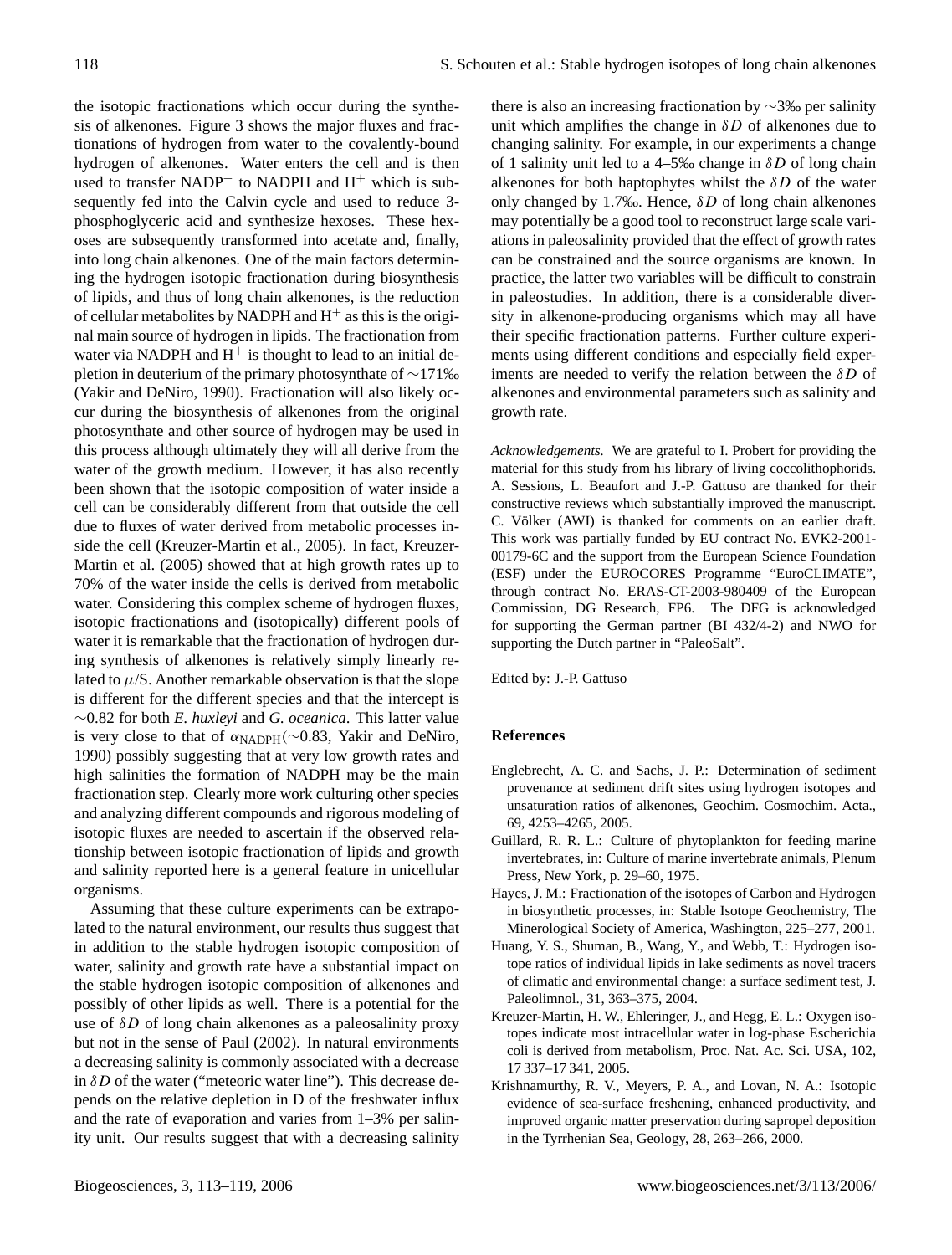the isotopic fractionations which occur during the synthesis of alkenones. Figure 3 shows the major fluxes and fractionations of hydrogen from water to the covalently-bound hydrogen of alkenones. Water enters the cell and is then used to transfer $NADP^+$ to NADPH and $H^+$ which is subsequently fed into the Calvin cycle and used to reduce 3-phosphoglyceric acid and synthesize hexoses. These hexoses are subsequently transformed into acetate and, finally, into long chain alkenones. One of the main factors determining the hydrogen isotopic fractionation during biosynthesis of lipids, and thus of long chain alkenones, is the reduction of cellular metabolites by NADPH and $H^+$ as this is the original main source of hydrogen in lipids. The fractionation from water via NADPH and $H^+$ is thought to lead to an initial depletion in deuterium of the primary photosynthate of ∼171‰ (Yakir and DeNiro, 1990). Fractionation will also likely occur during the biosynthesis of alkenones from the original photosynthate and other source of hydrogen may be used in this process although ultimately they will all derive from the water of the growth medium. However, it has also recently been shown that the isotopic composition of water inside a cell can be considerably different from that outside the cell due to fluxes of water derived from metabolic processes inside the cell (Kreuzer-Martin et al., 2005). In fact, Kreuzer-Martin et al. (2005) showed that at high growth rates up to 70% of the water inside the cells is derived from metabolic water. Considering this complex scheme of hydrogen fluxes, isotopic fractionations and (isotopically) different pools of water it is remarkable that the fractionation of hydrogen during synthesis of alkenones is relatively simply linearly related to $\mu$/S. Another remarkable observation is that the slope is different for the different species and that the intercept is ∼0.82 for both *E. huxleyi* and *G. oceanica*. This latter value is very close to that of $\alpha_{NADPH}$(∼0.83, Yakir and DeNiro, 1990) possibly suggesting that at very low growth rates and high salinities the formation of NADPH may be the main fractionation step. Clearly more work culturing other species and analyzing different compounds and rigorous modeling of isotopic fluxes are needed to ascertain if the observed relationship between isotopic fractionation of lipids and growth and salinity reported here is a general feature in unicellular organisms.

Assuming that these culture experiments can be extrapolated to the natural environment, our results thus suggest that in addition to the stable hydrogen isotopic composition of water, salinity and growth rate have a substantial impact on the stable hydrogen isotopic composition of alkenones and possibly of other lipids as well. There is a potential for the use of $\delta D$ of long chain alkenones as a paleosalinity proxy but not in the sense of Paul (2002). In natural environments a decreasing salinity is commonly associated with a decrease in $\delta D$ of the water ("meteoric water line"). This decrease depends on the relative depletion in D of the freshwater influx and the rate of evaporation and varies from 1–3% per salinity unit. Our results suggest that with a decreasing salinity there is also an increasing fractionation by ∼3‰ per salinity unit which amplifies the change in $\delta D$ of alkenones due to changing salinity. For example, in our experiments a change of 1 salinity unit led to a 4–5‰ change in $\delta D$ of long chain alkenones for both haptophytes whilst the $\delta D$ of the water only changed by 1.7‰. Hence, $\delta D$ of long chain alkenones may potentially be a good tool to reconstruct large scale variations in paleosalinity provided that the effect of growth rates can be constrained and the source organisms are known. In practice, the latter two variables will be difficult to constrain in paleostudies. In addition, there is a considerable diversity in alkenone-producing organisms which may all have their specific fractionation patterns. Further culture experiments using different conditions and especially field experiments are needed to verify the relation between the $\delta D$ of alkenones and environmental parameters such as salinity and growth rate.

*Acknowledgements.* We are grateful to I. Probert for providing the material for this study from his library of living coccolithophorids. A. Sessions, L. Beaufort and J.-P. Gattuso are thanked for their constructive reviews which substantially improved the manuscript. C. Völker (AWI) is thanked for comments on an earlier draft. This work was partially funded by EU contract No. EVK2-2001-00179-6C and the support from the European Science Foundation (ESF) under the EUROCORES Programme "EuroCLIMATE", through contract No. ERAS-CT-2003-980409 of the European Commission, DG Research, FP6. The DFG is acknowledged for supporting the German partner (BI 432/4-2) and NWO for supporting the Dutch partner in "PaleoSalt".

Edited by: J.-P. Gattuso

## References

- Englebrecht, A. C. and Sachs, J. P.: Determination of sediment provenance at sediment drift sites using hydrogen isotopes and unsaturation ratios of alkenones, Geochim. Cosmochim. Acta., 69, 4253–4265, 2005.
- Guillard, R. R. L.: Culture of phytoplankton for feeding marine invertebrates, in: Culture of marine invertebrate animals, Plenum Press, New York, p. 29–60, 1975.
- Hayes, J. M.: Fractionation of the isotopes of Carbon and Hydrogen in biosynthetic processes, in: Stable Isotope Geochemistry, The Minerological Society of America, Washington, 225–277, 2001.
- Huang, Y. S., Shuman, B., Wang, Y., and Webb, T.: Hydrogen isotope ratios of individual lipids in lake sediments as novel tracers of climatic and environmental change: a surface sediment test, J. Paleolimnol., 31, 363–375, 2004.
- Kreuzer-Martin, H. W., Ehleringer, J., and Hegg, E. L.: Oxygen isotopes indicate most intracellular water in log-phase Escherichia coli is derived from metabolism, Proc. Nat. Ac. Sci. USA, 102, 17 337–17 341, 2005.
- Krishnamurthy, R. V., Meyers, P. A., and Lovan, N. A.: Isotopic evidence of sea-surface freshening, enhanced productivity, and improved organic matter preservation during sapropel deposition in the Tyrrhenian Sea, Geology, 28, 263–266, 2000.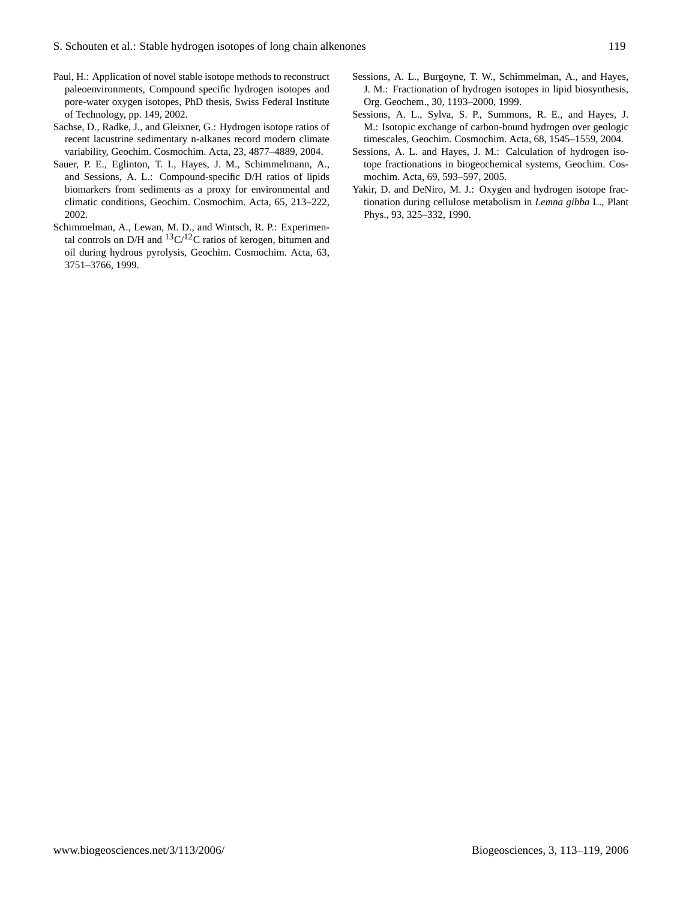Paul, H.: Application of novel stable isotope methods to reconstruct paleoenvironments, Compound specific hydrogen isotopes and pore-water oxygen isotopes, PhD thesis, Swiss Federal Institute of Technology, pp. 149, 2002.

Sachse, D., Radke, J., and Gleixner, G.: Hydrogen isotope ratios of recent lacustrine sedimentary n-alkanes record modern climate variability, Geochim. Cosmochim. Acta, 23, 4877–4889, 2004.

Sauer, P. E., Eglinton, T. I., Hayes, J. M., Schimmelmann, A., and Sessions, A. L.: Compound-specific D/H ratios of lipids biomarkers from sediments as a proxy for environmental and climatic conditions, Geochim. Cosmochim. Acta, 65, 213–222, 2002.

Schimmelman, A., Lewan, M. D., and Wintsch, R. P.: Experimental controls on D/H and $^{13}C/^{12}C$ ratios of kerogen, bitumen and oil during hydrous pyrolysis, Geochim. Cosmochim. Acta, 63, 3751–3766, 1999.

Sessions, A. L., Burgoyne, T. W., Schimmelman, A., and Hayes, J. M.: Fractionation of hydrogen isotopes in lipid biosynthesis, Org. Geochem., 30, 1193–2000, 1999.

Sessions, A. L., Sylva, S. P., Summons, R. E., and Hayes, J. M.: Isotopic exchange of carbon-bound hydrogen over geologic timescales, Geochim. Cosmochim. Acta, 68, 1545–1559, 2004.

Sessions, A. L. and Hayes, J. M.: Calculation of hydrogen isotope fractionations in biogeochemical systems, Geochim. Cosmochim. Acta, 69, 593–597, 2005.

Yakir, D. and DeNiro, M. J.: Oxygen and hydrogen isotope fractionation during cellulose metabolism in *Lemna gibba* L., Plant Phys., 93, 325–332, 1990.